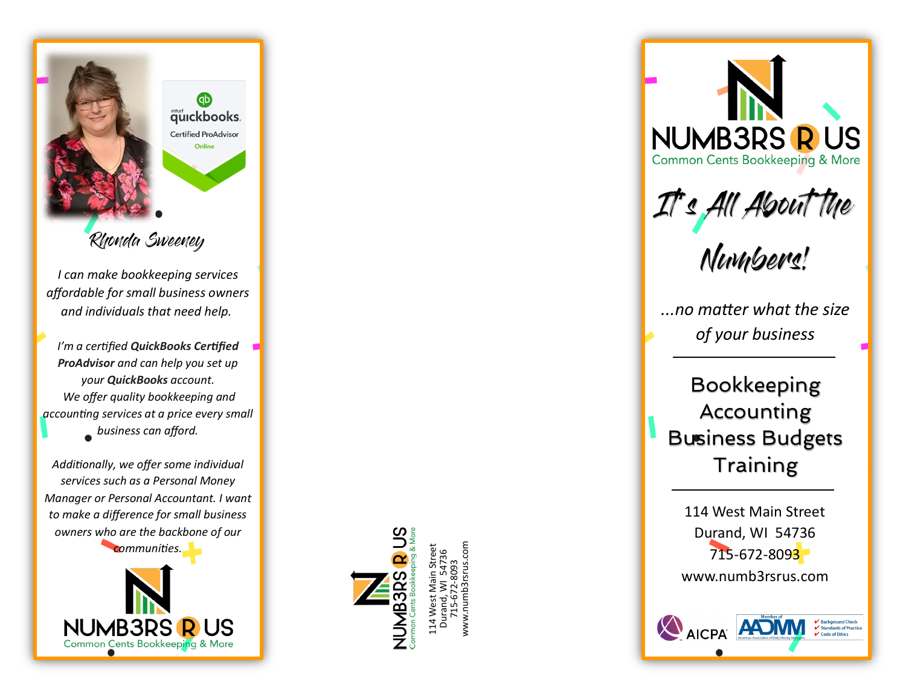intuit quickbooks

Certified ProAdvisor

Online

Rhonda Sweeney

*I can make bookkeeping services affordable for small business owners and individuals that need help.*

*I'm a certified* ***QuickBooks Certified ProAdvisor*** *and can help you set up your* ***QuickBooks*** *account. We offer quality bookkeeping and accounting services at a price every small business can afford.*

*Additionally, we offer some individual services such as a Personal Money Manager or Personal Accountant. I want to make a difference for small business owners who are the backbone of our communities.*

NUMB3RS R US

Common Cents Bookkeeping & More

---

NUMB3RS R US

Common Cents Bookkeeping & More

114 West Main Street
Durand, WI 54736
715-672-8093
www.numb3rsrus.com

---

NUMB3RS R US

Common Cents Bookkeeping & More

# It's All About the Numbers!

*...no matter what the size of your business*

---

Bookkeeping
Accounting
Business Budgets
Training

---

114 West Main Street
Durand, WI 54736
715-672-8093
www.numb3rsrus.com

AICPA

AADMM — Member of American Association of Daily Money Managers
- Background Check
- Standards of Practice
- Code of Ethics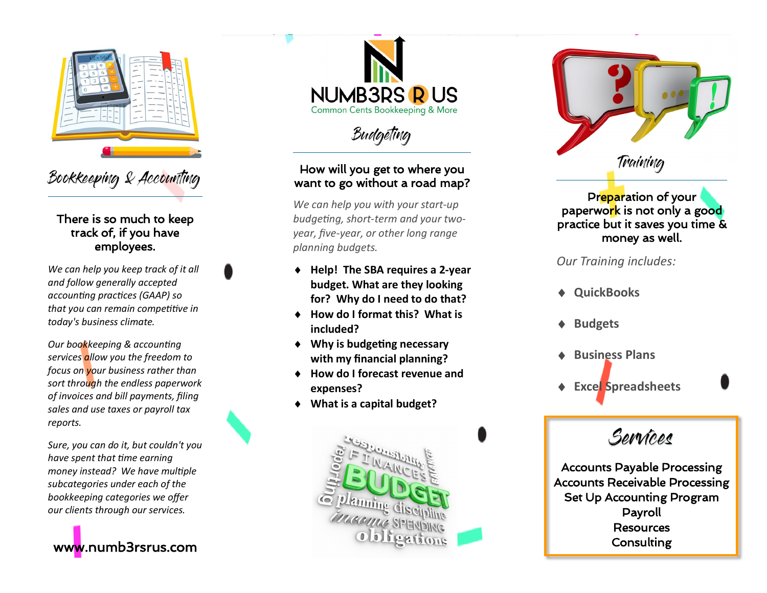## Bookkeeping & Accounting

### There is so much to keep track of, if you have employees.

*We can help you keep track of it all and follow generally accepted accounting practices (GAAP) so that you can remain competitive in today's business climate.*

*Our bookkeeping & accounting services allow you the freedom to focus on your business rather than sort through the endless paperwork of invoices and bill payments, filing sales and use taxes or payroll tax reports.*

*Sure, you can do it, but couldn't you have spent that time earning money instead? We have multiple subcategories under each of the bookkeeping categories we offer our clients through our services.*

www.numb3rsrus.com

# NUMB3RS R US

Common Cents Bookkeeping & More

## Budgeting

### How will you get to where you want to go without a road map?

*We can help you with your start-up budgeting, short-term and your two-year, five-year, or other long range planning budgets.*

- **Help! The SBA requires a 2-year budget. What are they looking for? Why do I need to do that?**
- **How do I format this? What is included?**
- **Why is budgeting necessary with my financial planning?**
- **How do I forecast revenue and expenses?**
- **What is a capital budget?**

## Training

### Preparation of your paperwork is not only a good practice but it saves you time & money as well.

*Our Training includes:*

- **QuickBooks**
- **Budgets**
- **Business Plans**
- **Excel Spreadsheets**

## Services

Accounts Payable Processing
Accounts Receivable Processing
Set Up Accounting Program
Payroll
Resources
Consulting